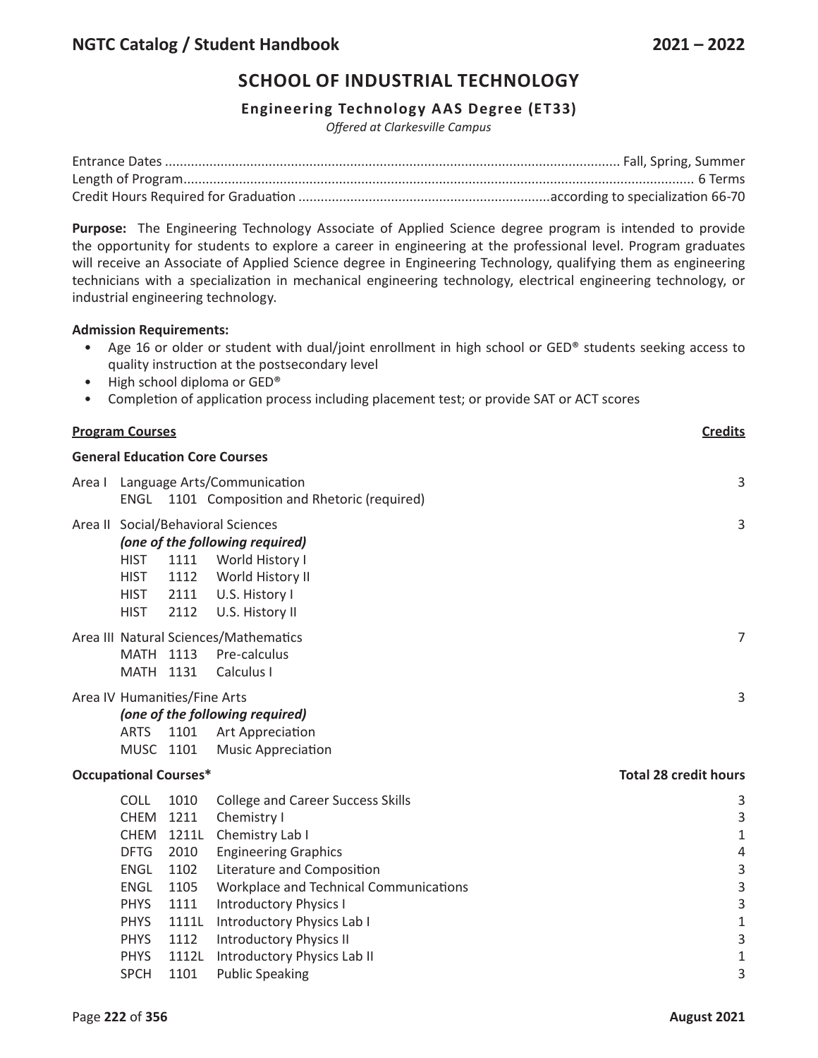# SCHOOL OF INDUSTRIAL TECHNOLOGY

## Engineering Technology AAS Degree (ET33)

*Offered at Clarkesville Campus*

Entrance Dates .......... Fall, Spring, Summer
Length of Program .......... 6 Terms
Credit Hours Required for Graduation .......... according to specialization 66-70

**Purpose:** The Engineering Technology Associate of Applied Science degree program is intended to provide the opportunity for students to explore a career in engineering at the professional level. Program graduates will receive an Associate of Applied Science degree in Engineering Technology, qualifying them as engineering technicians with a specialization in mechanical engineering technology, electrical engineering technology, or industrial engineering technology.

**Admission Requirements:**

- Age 16 or older or student with dual/joint enrollment in high school or GED® students seeking access to quality instruction at the postsecondary level
- High school diploma or GED®
- Completion of application process including placement test; or provide SAT or ACT scores

| **Program Courses** | | | **Credits** |
|---|---|---|---|
| **General Education Core Courses** | | | |
| Area I Language Arts/Communication | | | 3 |
| ENGL | 1101 | Composition and Rhetoric (required) | |
| Area II Social/Behavioral Sciences *(one of the following required)* | | | 3 |
| HIST | 1111 | World History I | |
| HIST | 1112 | World History II | |
| HIST | 2111 | U.S. History I | |
| HIST | 2112 | U.S. History II | |
| Area III Natural Sciences/Mathematics | | | 7 |
| MATH | 1113 | Pre-calculus | |
| MATH | 1131 | Calculus I | |
| Area IV Humanities/Fine Arts *(one of the following required)* | | | 3 |
| ARTS | 1101 | Art Appreciation | |
| MUSC | 1101 | Music Appreciation | |
| **Occupational Courses*** | | | **Total 28 credit hours** |
| COLL | 1010 | College and Career Success Skills | 3 |
| CHEM | 1211 | Chemistry I | 3 |
| CHEM | 1211L | Chemistry Lab I | 1 |
| DFTG | 2010 | Engineering Graphics | 4 |
| ENGL | 1102 | Literature and Composition | 3 |
| ENGL | 1105 | Workplace and Technical Communications | 3 |
| PHYS | 1111 | Introductory Physics I | 3 |
| PHYS | 1111L | Introductory Physics Lab I | 1 |
| PHYS | 1112 | Introductory Physics II | 3 |
| PHYS | 1112L | Introductory Physics Lab II | 1 |
| SPCH | 1101 | Public Speaking | 3 |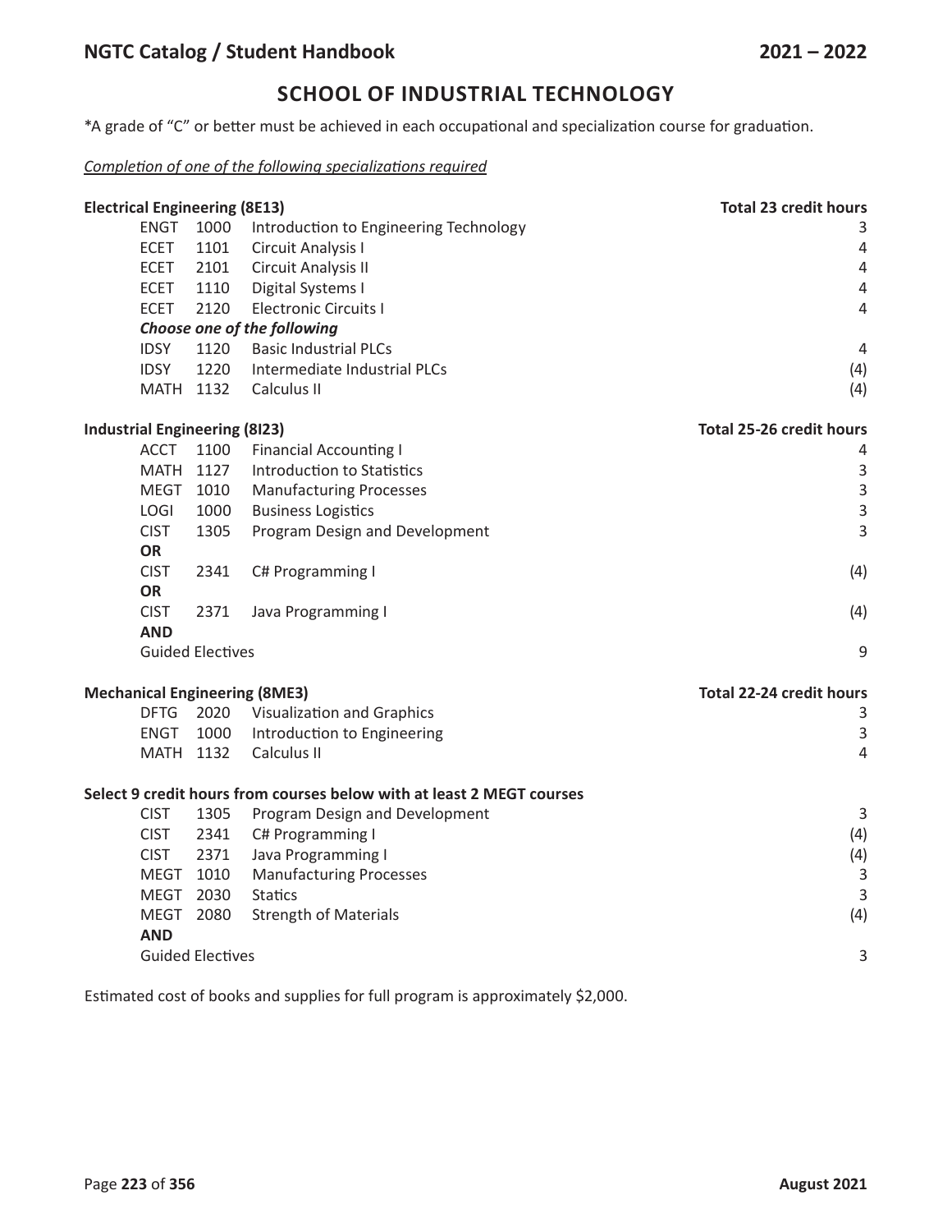## SCHOOL OF INDUSTRIAL TECHNOLOGY

*A grade of "C" or better must be achieved in each occupational and specialization course for graduation.

*Completion of one of the following specializations required*

| **Electrical Engineering (8E13)** | | | **Total 23 credit hours** |
|---|---|---|---|
| ENGT | 1000 | Introduction to Engineering Technology | 3 |
| ECET | 1101 | Circuit Analysis I | 4 |
| ECET | 2101 | Circuit Analysis II | 4 |
| ECET | 1110 | Digital Systems I | 4 |
| ECET | 2120 | Electronic Circuits I | 4 |
| ***Choose one of the following*** | | | |
| IDSY | 1120 | Basic Industrial PLCs | 4 |
| IDSY | 1220 | Intermediate Industrial PLCs | (4) |
| MATH | 1132 | Calculus II | (4) |

| **Industrial Engineering (8I23)** | | | **Total 25-26 credit hours** |
|---|---|---|---|
| ACCT | 1100 | Financial Accounting I | 4 |
| MATH | 1127 | Introduction to Statistics | 3 |
| MEGT | 1010 | Manufacturing Processes | 3 |
| LOGI | 1000 | Business Logistics | 3 |
| CIST | 1305 | Program Design and Development | 3 |
| **OR** | | | |
| CIST | 2341 | C# Programming I | (4) |
| **OR** | | | |
| CIST | 2371 | Java Programming I | (4) |
| **AND** | | | |
| Guided Electives | | | 9 |

| **Mechanical Engineering (8ME3)** | | | **Total 22-24 credit hours** |
|---|---|---|---|
| DFTG | 2020 | Visualization and Graphics | 3 |
| ENGT | 1000 | Introduction to Engineering | 3 |
| MATH | 1132 | Calculus II | 4 |
| **Select 9 credit hours from courses below with at least 2 MEGT courses** | | | |
| CIST | 1305 | Program Design and Development | 3 |
| CIST | 2341 | C# Programming I | (4) |
| CIST | 2371 | Java Programming I | (4) |
| MEGT | 1010 | Manufacturing Processes | 3 |
| MEGT | 2030 | Statics | 3 |
| MEGT | 2080 | Strength of Materials | (4) |
| **AND** | | | |
| Guided Electives | | | 3 |

Estimated cost of books and supplies for full program is approximately $2,000.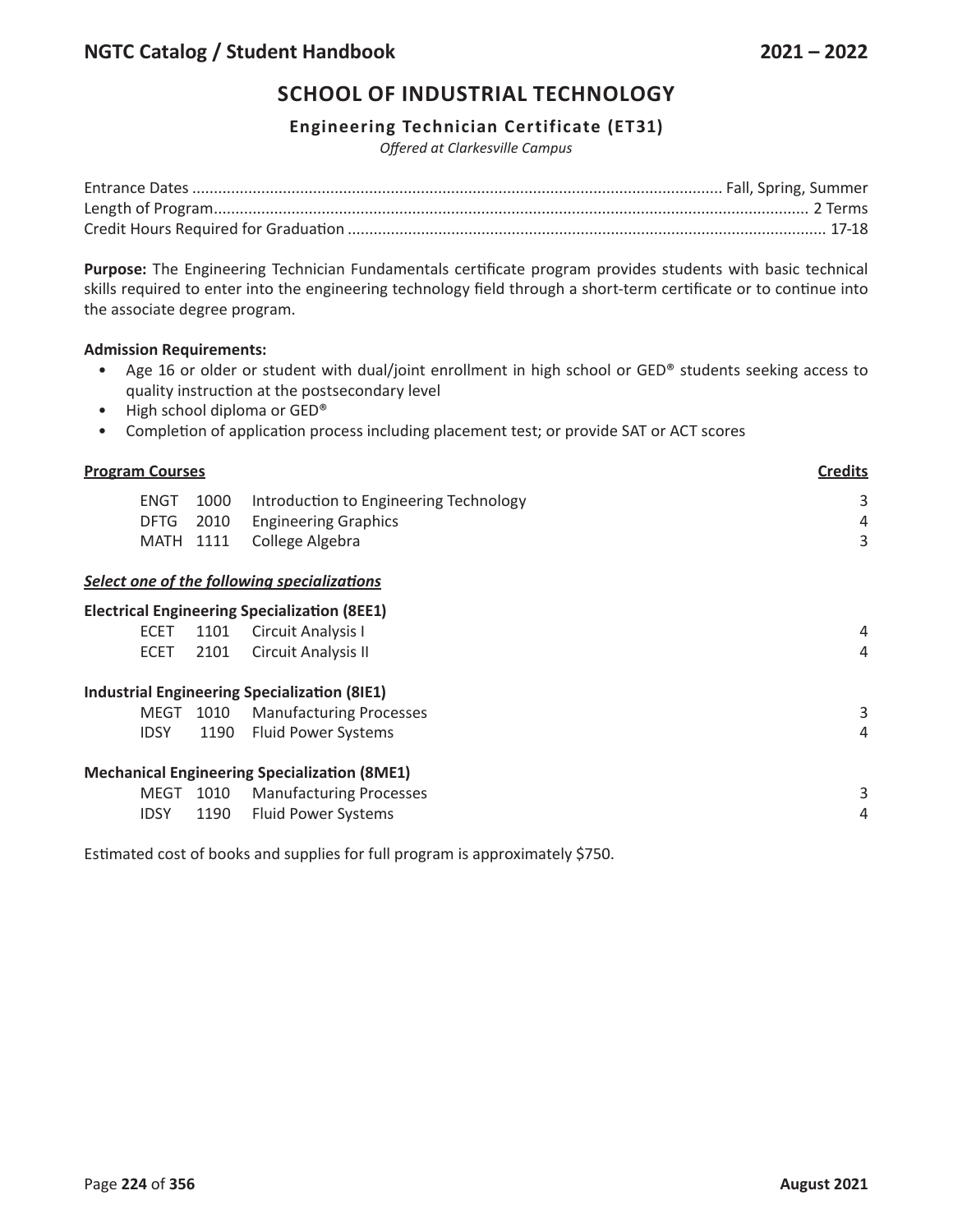## SCHOOL OF INDUSTRIAL TECHNOLOGY

### Engineering Technician Certificate (ET31)

*Offered at Clarkesville Campus*

Entrance Dates .......... Fall, Spring, Summer
Length of Program .......... 2 Terms
Credit Hours Required for Graduation .......... 17-18

**Purpose:** The Engineering Technician Fundamentals certificate program provides students with basic technical skills required to enter into the engineering technology field through a short-term certificate or to continue into the associate degree program.

**Admission Requirements:**

- Age 16 or older or student with dual/joint enrollment in high school or GED® students seeking access to quality instruction at the postsecondary level
- High school diploma or GED®
- Completion of application process including placement test; or provide SAT or ACT scores

| **Program Courses** | | | **Credits** |
|---|---|---|---|
| ENGT | 1000 | Introduction to Engineering Technology | 3 |
| DFTG | 2010 | Engineering Graphics | 4 |
| MATH | 1111 | College Algebra | 3 |

***Select one of the following specializations***

**Electrical Engineering Specialization (8EE1)**

| | | | |
|---|---|---|---|
| ECET | 1101 | Circuit Analysis I | 4 |
| ECET | 2101 | Circuit Analysis II | 4 |

**Industrial Engineering Specialization (8IE1)**

| | | | |
|---|---|---|---|
| MEGT | 1010 | Manufacturing Processes | 3 |
| IDSY | 1190 | Fluid Power Systems | 4 |

**Mechanical Engineering Specialization (8ME1)**

| | | | |
|---|---|---|---|
| MEGT | 1010 | Manufacturing Processes | 3 |
| IDSY | 1190 | Fluid Power Systems | 4 |

Estimated cost of books and supplies for full program is approximately $750.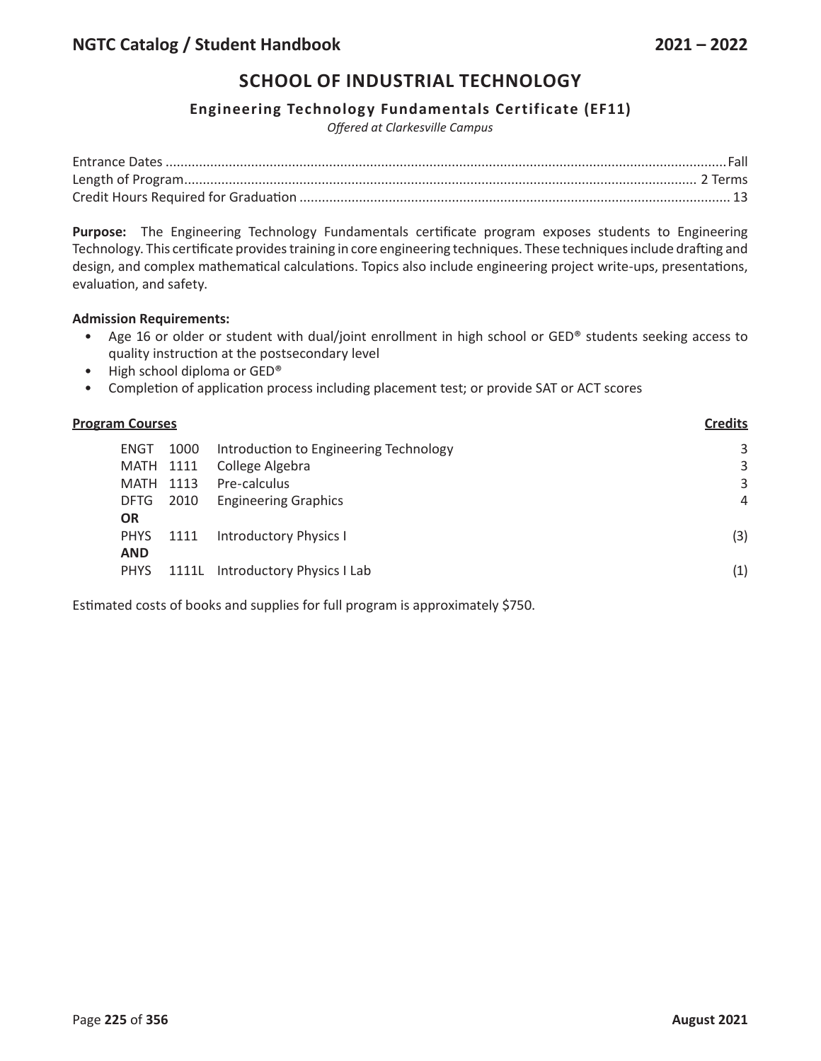# SCHOOL OF INDUSTRIAL TECHNOLOGY

## Engineering Technology Fundamentals Certificate (EF11)

*Offered at Clarkesville Campus*

Entrance Dates ........................................ Fall
Length of Program ........................................ 2 Terms
Credit Hours Required for Graduation ........................................ 13

**Purpose:** The Engineering Technology Fundamentals certificate program exposes students to Engineering Technology. This certificate provides training in core engineering techniques. These techniques include drafting and design, and complex mathematical calculations. Topics also include engineering project write-ups, presentations, evaluation, and safety.

**Admission Requirements:**

- Age 16 or older or student with dual/joint enrollment in high school or GED® students seeking access to quality instruction at the postsecondary level
- High school diploma or GED®
- Completion of application process including placement test; or provide SAT or ACT scores

| **Program Courses** | | | **Credits** |
|---|---|---|---|
| ENGT | 1000 | Introduction to Engineering Technology | 3 |
| MATH | 1111 | College Algebra | 3 |
| MATH | 1113 | Pre-calculus | 3 |
| DFTG | 2010 | Engineering Graphics | 4 |
| **OR** | | | |
| PHYS | 1111 | Introductory Physics I | (3) |
| **AND** | | | |
| PHYS | 1111L | Introductory Physics I Lab | (1) |

Estimated costs of books and supplies for full program is approximately $750.